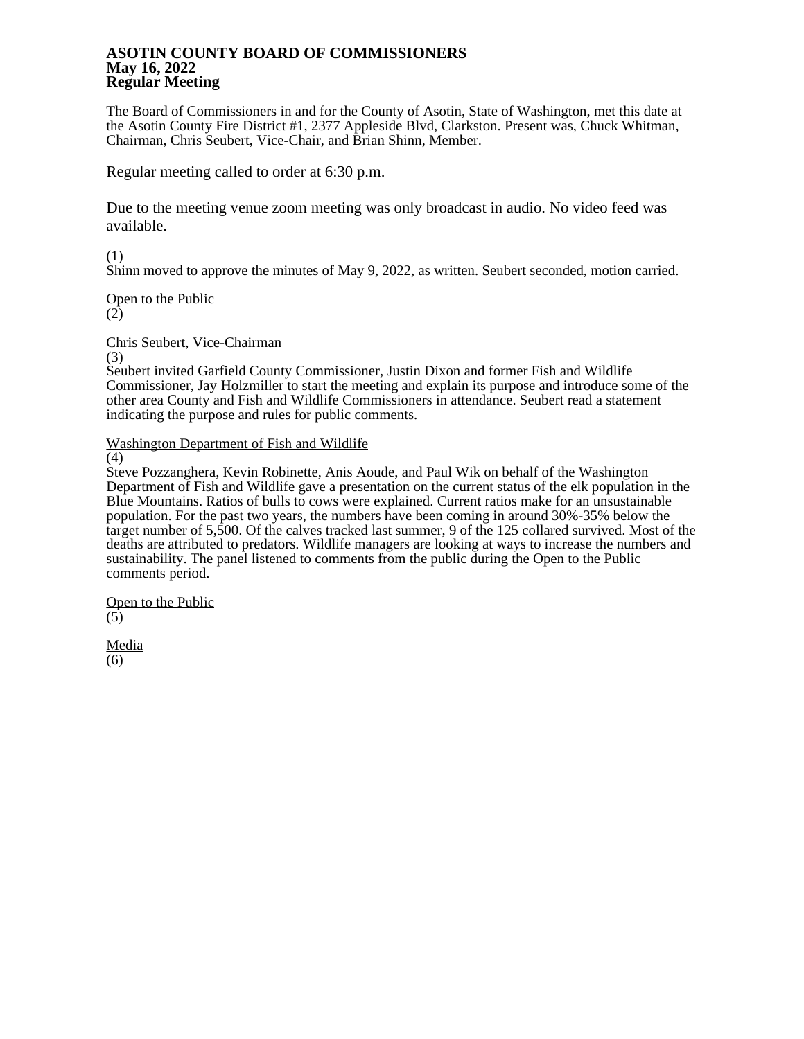# ASOTIN COUNTY BOARD OF COMMISSIONERS
## May 16, 2022
## Regular Meeting

The Board of Commissioners in and for the County of Asotin, State of Washington, met this date at the Asotin County Fire District #1, 2377 Appleside Blvd, Clarkston. Present was, Chuck Whitman, Chairman, Chris Seubert, Vice-Chair, and Brian Shinn, Member.

Regular meeting called to order at 6:30 p.m.

Due to the meeting venue zoom meeting was only broadcast in audio. No video feed was available.

(1)
Shinn moved to approve the minutes of May 9, 2022, as written. Seubert seconded, motion carried.

<u>Open to the Public</u>
(2)

<u>Chris Seubert, Vice-Chairman</u>
(3)
Seubert invited Garfield County Commissioner, Justin Dixon and former Fish and Wildlife Commissioner, Jay Holzmiller to start the meeting and explain its purpose and introduce some of the other area County and Fish and Wildlife Commissioners in attendance. Seubert read a statement indicating the purpose and rules for public comments.

<u>Washington Department of Fish and Wildlife</u>
(4)
Steve Pozzanghera, Kevin Robinette, Anis Aoude, and Paul Wik on behalf of the Washington Department of Fish and Wildlife gave a presentation on the current status of the elk population in the Blue Mountains. Ratios of bulls to cows were explained. Current ratios make for an unsustainable population. For the past two years, the numbers have been coming in around 30%-35% below the target number of 5,500. Of the calves tracked last summer, 9 of the 125 collared survived. Most of the deaths are attributed to predators. Wildlife managers are looking at ways to increase the numbers and sustainability. The panel listened to comments from the public during the Open to the Public comments period.

<u>Open to the Public</u>
(5)

<u>Media</u>
(6)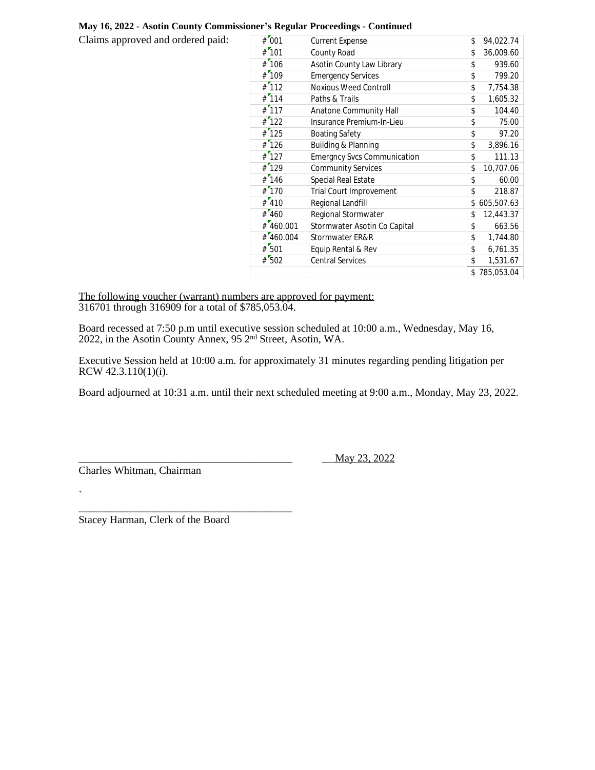**May 16, 2022 - Asotin County Commissioner's Regular Proceedings - Continued**

Claims approved and ordered paid:

| | | |
|---|---|---|
| # 001 | Current Expense | $ 94,022.74 |
| # 101 | County Road | $ 36,009.60 |
| # 106 | Asotin County Law Library | $ 939.60 |
| # 109 | Emergency Services | $ 799.20 |
| # 112 | Noxious Weed Controll | $ 7,754.38 |
| # 114 | Paths & Trails | $ 1,605.32 |
| # 117 | Anatone Community Hall | $ 104.40 |
| # 122 | Insurance Premium-In-Lieu | $ 75.00 |
| # 125 | Boating Safety | $ 97.20 |
| # 126 | Building & Planning | $ 3,896.16 |
| # 127 | Emergncy Svcs Communication | $ 111.13 |
| # 129 | Community Services | $ 10,707.06 |
| # 146 | Special Real Estate | $ 60.00 |
| # 170 | Trial Court Improvement | $ 218.87 |
| # 410 | Regional Landfill | $ 605,507.63 |
| # 460 | Regional Stormwater | $ 12,443.37 |
| # 460.001 | Stormwater Asotin Co Capital | $ 663.56 |
| # 460.004 | Stormwater ER&R | $ 1,744.80 |
| # 501 | Equip Rental & Rev | $ 6,761.35 |
| # 502 | Central Services | $ 1,531.67 |
| | | $ 785,053.04 |

The following voucher (warrant) numbers are approved for payment:
316701 through 316909 for a total of $785,053.04.

Board recessed at 7:50 p.m until executive session scheduled at 10:00 a.m., Wednesday, May 16, 2022, in the Asotin County Annex, 95 2nd Street, Asotin, WA.

Executive Session held at 10:00 a.m. for approximately 31 minutes regarding pending litigation per RCW 42.3.110(1)(i).

Board adjourned at 10:31 a.m. until their next scheduled meeting at 9:00 a.m., Monday, May 23, 2022.

\_\_\_\_\_\_\_\_\_\_\_\_\_\_\_\_\_\_\_\_\_\_\_\_\_\_\_\_\_\_\_\_\_\_\_\_\_\_\_\_ May 23, 2022
Charles Whitman, Chairman

\_\_\_\_\_\_\_\_\_\_\_\_\_\_\_\_\_\_\_\_\_\_\_\_\_\_\_\_\_\_\_\_\_\_\_\_\_\_\_\_
Stacey Harman, Clerk of the Board